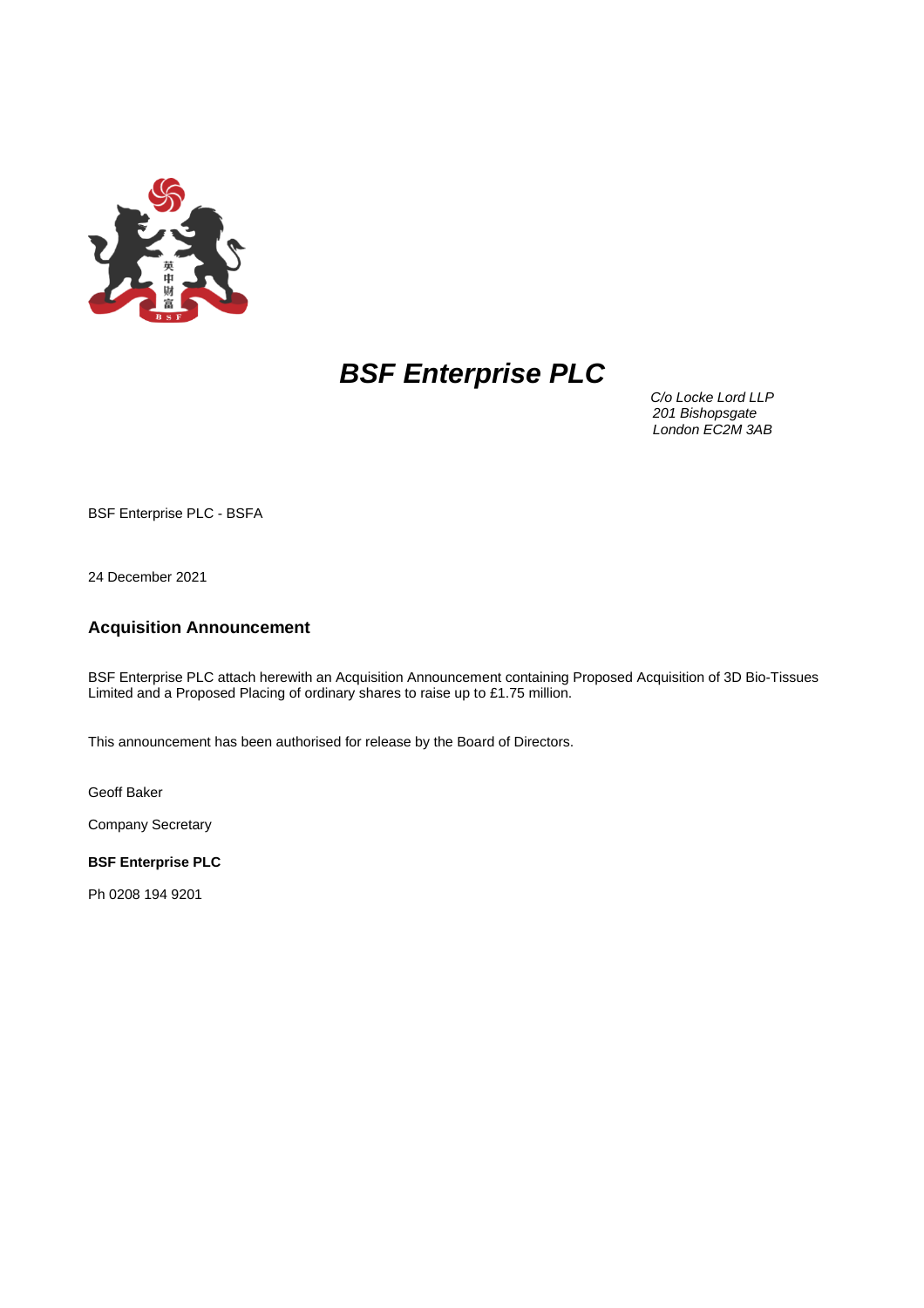# *BSF Enterprise PLC*

*C/o Locke Lord LLP*
*201 Bishopsgate*
*London EC2M 3AB*

BSF Enterprise PLC - BSFA

24 December 2021

## Acquisition Announcement

BSF Enterprise PLC attach herewith an Acquisition Announcement containing Proposed Acquisition of 3D Bio-Tissues Limited and a Proposed Placing of ordinary shares to raise up to £1.75 million.

This announcement has been authorised for release by the Board of Directors.

Geoff Baker

Company Secretary

**BSF Enterprise PLC**

Ph 0208 194 9201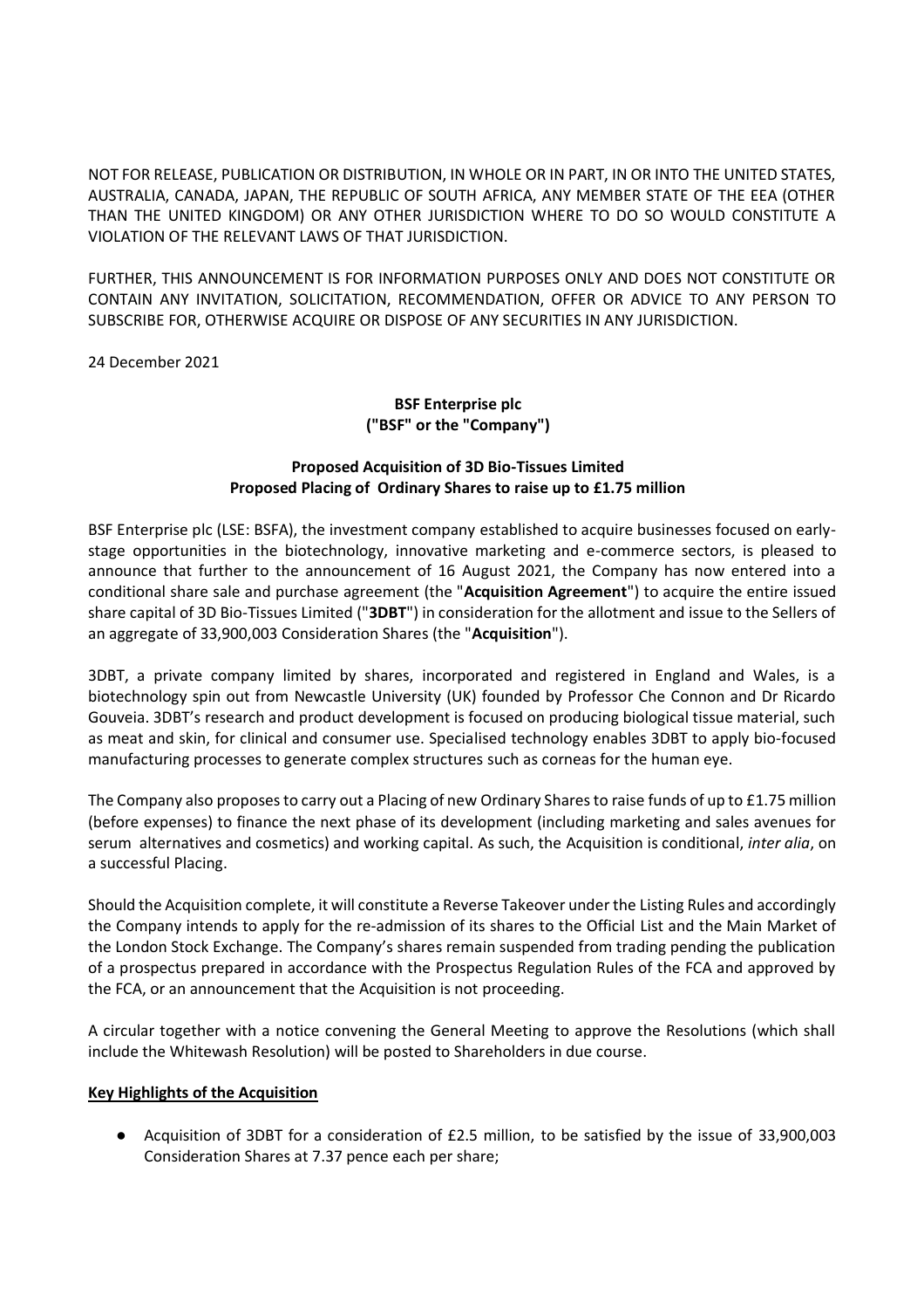NOT FOR RELEASE, PUBLICATION OR DISTRIBUTION, IN WHOLE OR IN PART, IN OR INTO THE UNITED STATES, AUSTRALIA, CANADA, JAPAN, THE REPUBLIC OF SOUTH AFRICA, ANY MEMBER STATE OF THE EEA (OTHER THAN THE UNITED KINGDOM) OR ANY OTHER JURISDICTION WHERE TO DO SO WOULD CONSTITUTE A VIOLATION OF THE RELEVANT LAWS OF THAT JURISDICTION.

FURTHER, THIS ANNOUNCEMENT IS FOR INFORMATION PURPOSES ONLY AND DOES NOT CONSTITUTE OR CONTAIN ANY INVITATION, SOLICITATION, RECOMMENDATION, OFFER OR ADVICE TO ANY PERSON TO SUBSCRIBE FOR, OTHERWISE ACQUIRE OR DISPOSE OF ANY SECURITIES IN ANY JURISDICTION.

24 December 2021

**BSF Enterprise plc**
**("BSF" or the "Company")**

**Proposed Acquisition of 3D Bio-Tissues Limited**
**Proposed Placing of Ordinary Shares to raise up to £1.75 million**

BSF Enterprise plc (LSE: BSFA), the investment company established to acquire businesses focused on early-stage opportunities in the biotechnology, innovative marketing and e-commerce sectors, is pleased to announce that further to the announcement of 16 August 2021, the Company has now entered into a conditional share sale and purchase agreement (the "**Acquisition Agreement**") to acquire the entire issued share capital of 3D Bio-Tissues Limited ("**3DBT**") in consideration for the allotment and issue to the Sellers of an aggregate of 33,900,003 Consideration Shares (the "**Acquisition**").

3DBT, a private company limited by shares, incorporated and registered in England and Wales, is a biotechnology spin out from Newcastle University (UK) founded by Professor Che Connon and Dr Ricardo Gouveia. 3DBT's research and product development is focused on producing biological tissue material, such as meat and skin, for clinical and consumer use. Specialised technology enables 3DBT to apply bio-focused manufacturing processes to generate complex structures such as corneas for the human eye.

The Company also proposes to carry out a Placing of new Ordinary Shares to raise funds of up to £1.75 million (before expenses) to finance the next phase of its development (including marketing and sales avenues for serum alternatives and cosmetics) and working capital. As such, the Acquisition is conditional, *inter alia*, on a successful Placing.

Should the Acquisition complete, it will constitute a Reverse Takeover under the Listing Rules and accordingly the Company intends to apply for the re-admission of its shares to the Official List and the Main Market of the London Stock Exchange. The Company's shares remain suspended from trading pending the publication of a prospectus prepared in accordance with the Prospectus Regulation Rules of the FCA and approved by the FCA, or an announcement that the Acquisition is not proceeding.

A circular together with a notice convening the General Meeting to approve the Resolutions (which shall include the Whitewash Resolution) will be posted to Shareholders in due course.

**Key Highlights of the Acquisition**

- Acquisition of 3DBT for a consideration of £2.5 million, to be satisfied by the issue of 33,900,003 Consideration Shares at 7.37 pence each per share;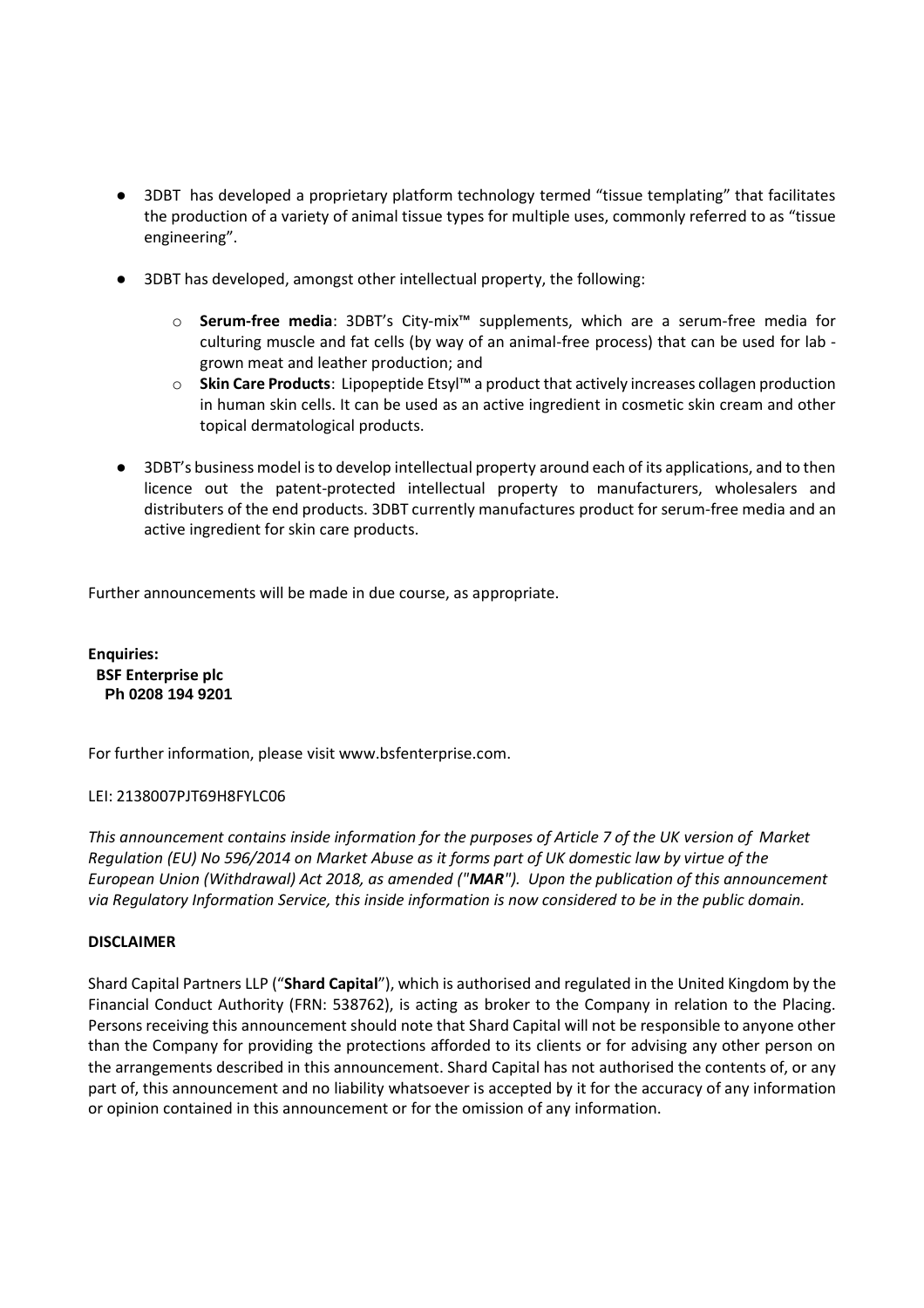- 3DBT has developed a proprietary platform technology termed "tissue templating" that facilitates the production of a variety of animal tissue types for multiple uses, commonly referred to as "tissue engineering".
- 3DBT has developed, amongst other intellectual property, the following:
    - **Serum-free media**: 3DBT's City-mix™ supplements, which are a serum-free media for culturing muscle and fat cells (by way of an animal-free process) that can be used for lab - grown meat and leather production; and
    - **Skin Care Products**: Lipopeptide Etsyl™ a product that actively increases collagen production in human skin cells. It can be used as an active ingredient in cosmetic skin cream and other topical dermatological products.
- 3DBT's business model is to develop intellectual property around each of its applications, and to then licence out the patent-protected intellectual property to manufacturers, wholesalers and distributers of the end products. 3DBT currently manufactures product for serum-free media and an active ingredient for skin care products.

Further announcements will be made in due course, as appropriate.

**Enquiries:**
**BSF Enterprise plc**
**Ph 0208 194 9201**

For further information, please visit www.bsfenterprise.com.

LEI: 2138007PJT69H8FYLC06

*This announcement contains inside information for the purposes of Article 7 of the UK version of Market Regulation (EU) No 596/2014 on Market Abuse as it forms part of UK domestic law by virtue of the European Union (Withdrawal) Act 2018, as amended ("**MAR**"). Upon the publication of this announcement via Regulatory Information Service, this inside information is now considered to be in the public domain.*

**DISCLAIMER**

Shard Capital Partners LLP ("**Shard Capital**"), which is authorised and regulated in the United Kingdom by the Financial Conduct Authority (FRN: 538762), is acting as broker to the Company in relation to the Placing. Persons receiving this announcement should note that Shard Capital will not be responsible to anyone other than the Company for providing the protections afforded to its clients or for advising any other person on the arrangements described in this announcement. Shard Capital has not authorised the contents of, or any part of, this announcement and no liability whatsoever is accepted by it for the accuracy of any information or opinion contained in this announcement or for the omission of any information.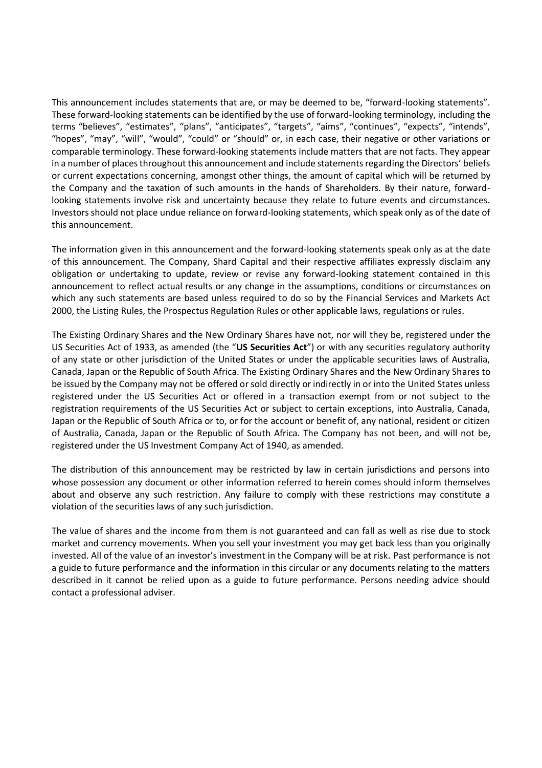This announcement includes statements that are, or may be deemed to be, "forward-looking statements". These forward-looking statements can be identified by the use of forward-looking terminology, including the terms "believes", "estimates", "plans", "anticipates", "targets", "aims", "continues", "expects", "intends", "hopes", "may", "will", "would", "could" or "should" or, in each case, their negative or other variations or comparable terminology. These forward-looking statements include matters that are not facts. They appear in a number of places throughout this announcement and include statements regarding the Directors' beliefs or current expectations concerning, amongst other things, the amount of capital which will be returned by the Company and the taxation of such amounts in the hands of Shareholders. By their nature, forward-looking statements involve risk and uncertainty because they relate to future events and circumstances. Investors should not place undue reliance on forward-looking statements, which speak only as of the date of this announcement.

The information given in this announcement and the forward-looking statements speak only as at the date of this announcement. The Company, Shard Capital and their respective affiliates expressly disclaim any obligation or undertaking to update, review or revise any forward-looking statement contained in this announcement to reflect actual results or any change in the assumptions, conditions or circumstances on which any such statements are based unless required to do so by the Financial Services and Markets Act 2000, the Listing Rules, the Prospectus Regulation Rules or other applicable laws, regulations or rules.

The Existing Ordinary Shares and the New Ordinary Shares have not, nor will they be, registered under the US Securities Act of 1933, as amended (the "**US Securities Act**") or with any securities regulatory authority of any state or other jurisdiction of the United States or under the applicable securities laws of Australia, Canada, Japan or the Republic of South Africa. The Existing Ordinary Shares and the New Ordinary Shares to be issued by the Company may not be offered or sold directly or indirectly in or into the United States unless registered under the US Securities Act or offered in a transaction exempt from or not subject to the registration requirements of the US Securities Act or subject to certain exceptions, into Australia, Canada, Japan or the Republic of South Africa or to, or for the account or benefit of, any national, resident or citizen of Australia, Canada, Japan or the Republic of South Africa. The Company has not been, and will not be, registered under the US Investment Company Act of 1940, as amended.

The distribution of this announcement may be restricted by law in certain jurisdictions and persons into whose possession any document or other information referred to herein comes should inform themselves about and observe any such restriction. Any failure to comply with these restrictions may constitute a violation of the securities laws of any such jurisdiction.

The value of shares and the income from them is not guaranteed and can fall as well as rise due to stock market and currency movements. When you sell your investment you may get back less than you originally invested. All of the value of an investor's investment in the Company will be at risk. Past performance is not a guide to future performance and the information in this circular or any documents relating to the matters described in it cannot be relied upon as a guide to future performance. Persons needing advice should contact a professional adviser.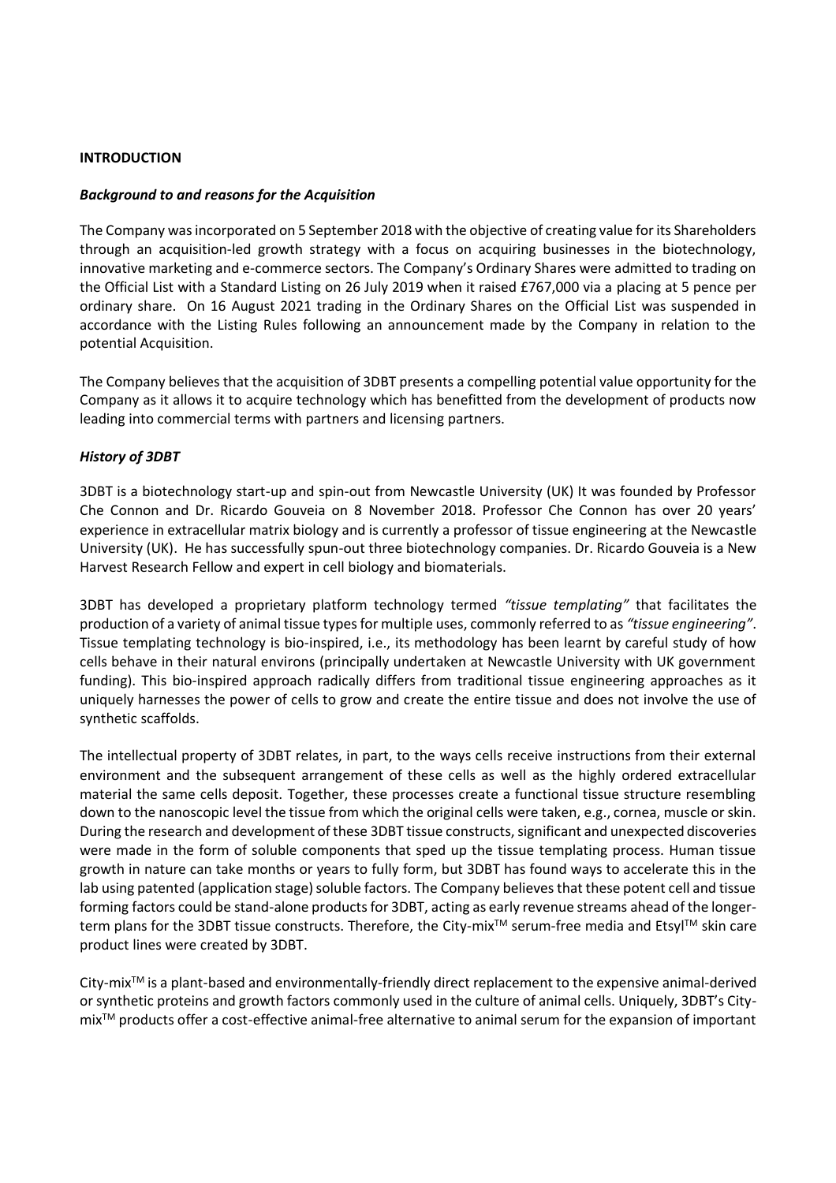**INTRODUCTION**

***Background to and reasons for the Acquisition***

The Company was incorporated on 5 September 2018 with the objective of creating value for its Shareholders through an acquisition-led growth strategy with a focus on acquiring businesses in the biotechnology, innovative marketing and e-commerce sectors. The Company's Ordinary Shares were admitted to trading on the Official List with a Standard Listing on 26 July 2019 when it raised £767,000 via a placing at 5 pence per ordinary share. On 16 August 2021 trading in the Ordinary Shares on the Official List was suspended in accordance with the Listing Rules following an announcement made by the Company in relation to the potential Acquisition.

The Company believes that the acquisition of 3DBT presents a compelling potential value opportunity for the Company as it allows it to acquire technology which has benefitted from the development of products now leading into commercial terms with partners and licensing partners.

***History of 3DBT***

3DBT is a biotechnology start-up and spin-out from Newcastle University (UK) It was founded by Professor Che Connon and Dr. Ricardo Gouveia on 8 November 2018. Professor Che Connon has over 20 years' experience in extracellular matrix biology and is currently a professor of tissue engineering at the Newcastle University (UK). He has successfully spun-out three biotechnology companies. Dr. Ricardo Gouveia is a New Harvest Research Fellow and expert in cell biology and biomaterials.

3DBT has developed a proprietary platform technology termed *"tissue templating"* that facilitates the production of a variety of animal tissue types for multiple uses, commonly referred to as *"tissue engineering"*. Tissue templating technology is bio-inspired, i.e., its methodology has been learnt by careful study of how cells behave in their natural environs (principally undertaken at Newcastle University with UK government funding). This bio-inspired approach radically differs from traditional tissue engineering approaches as it uniquely harnesses the power of cells to grow and create the entire tissue and does not involve the use of synthetic scaffolds.

The intellectual property of 3DBT relates, in part, to the ways cells receive instructions from their external environment and the subsequent arrangement of these cells as well as the highly ordered extracellular material the same cells deposit. Together, these processes create a functional tissue structure resembling down to the nanoscopic level the tissue from which the original cells were taken, e.g., cornea, muscle or skin. During the research and development of these 3DBT tissue constructs, significant and unexpected discoveries were made in the form of soluble components that sped up the tissue templating process. Human tissue growth in nature can take months or years to fully form, but 3DBT has found ways to accelerate this in the lab using patented (application stage) soluble factors. The Company believes that these potent cell and tissue forming factors could be stand-alone products for 3DBT, acting as early revenue streams ahead of the longer-term plans for the 3DBT tissue constructs. Therefore, the City-mix™ serum-free media and Etsyl™ skin care product lines were created by 3DBT.

City-mix™ is a plant-based and environmentally-friendly direct replacement to the expensive animal-derived or synthetic proteins and growth factors commonly used in the culture of animal cells. Uniquely, 3DBT's City-mix™ products offer a cost-effective animal-free alternative to animal serum for the expansion of important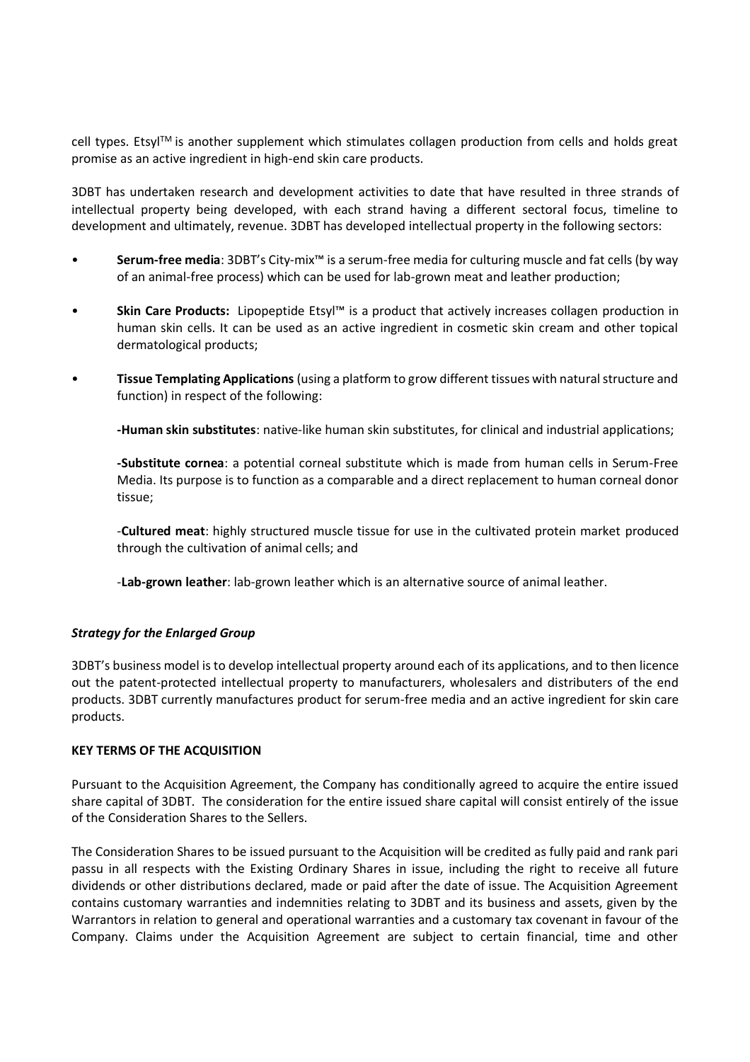cell types. Etsyl™ is another supplement which stimulates collagen production from cells and holds great promise as an active ingredient in high-end skin care products.

3DBT has undertaken research and development activities to date that have resulted in three strands of intellectual property being developed, with each strand having a different sectoral focus, timeline to development and ultimately, revenue. 3DBT has developed intellectual property in the following sectors:

- **Serum-free media**: 3DBT's City-mix™ is a serum-free media for culturing muscle and fat cells (by way of an animal-free process) which can be used for lab-grown meat and leather production;
- **Skin Care Products:** Lipopeptide Etsyl™ is a product that actively increases collagen production in human skin cells. It can be used as an active ingredient in cosmetic skin cream and other topical dermatological products;
- **Tissue Templating Applications** (using a platform to grow different tissues with natural structure and function) in respect of the following:

  **-Human skin substitutes**: native-like human skin substitutes, for clinical and industrial applications;

  **-Substitute cornea**: a potential corneal substitute which is made from human cells in Serum-Free Media. Its purpose is to function as a comparable and a direct replacement to human corneal donor tissue;

  -**Cultured meat**: highly structured muscle tissue for use in the cultivated protein market produced through the cultivation of animal cells; and

  -**Lab-grown leather**: lab-grown leather which is an alternative source of animal leather.

***Strategy for the Enlarged Group***

3DBT's business model is to develop intellectual property around each of its applications, and to then licence out the patent-protected intellectual property to manufacturers, wholesalers and distributers of the end products. 3DBT currently manufactures product for serum-free media and an active ingredient for skin care products.

**KEY TERMS OF THE ACQUISITION**

Pursuant to the Acquisition Agreement, the Company has conditionally agreed to acquire the entire issued share capital of 3DBT. The consideration for the entire issued share capital will consist entirely of the issue of the Consideration Shares to the Sellers.

The Consideration Shares to be issued pursuant to the Acquisition will be credited as fully paid and rank pari passu in all respects with the Existing Ordinary Shares in issue, including the right to receive all future dividends or other distributions declared, made or paid after the date of issue. The Acquisition Agreement contains customary warranties and indemnities relating to 3DBT and its business and assets, given by the Warrantors in relation to general and operational warranties and a customary tax covenant in favour of the Company. Claims under the Acquisition Agreement are subject to certain financial, time and other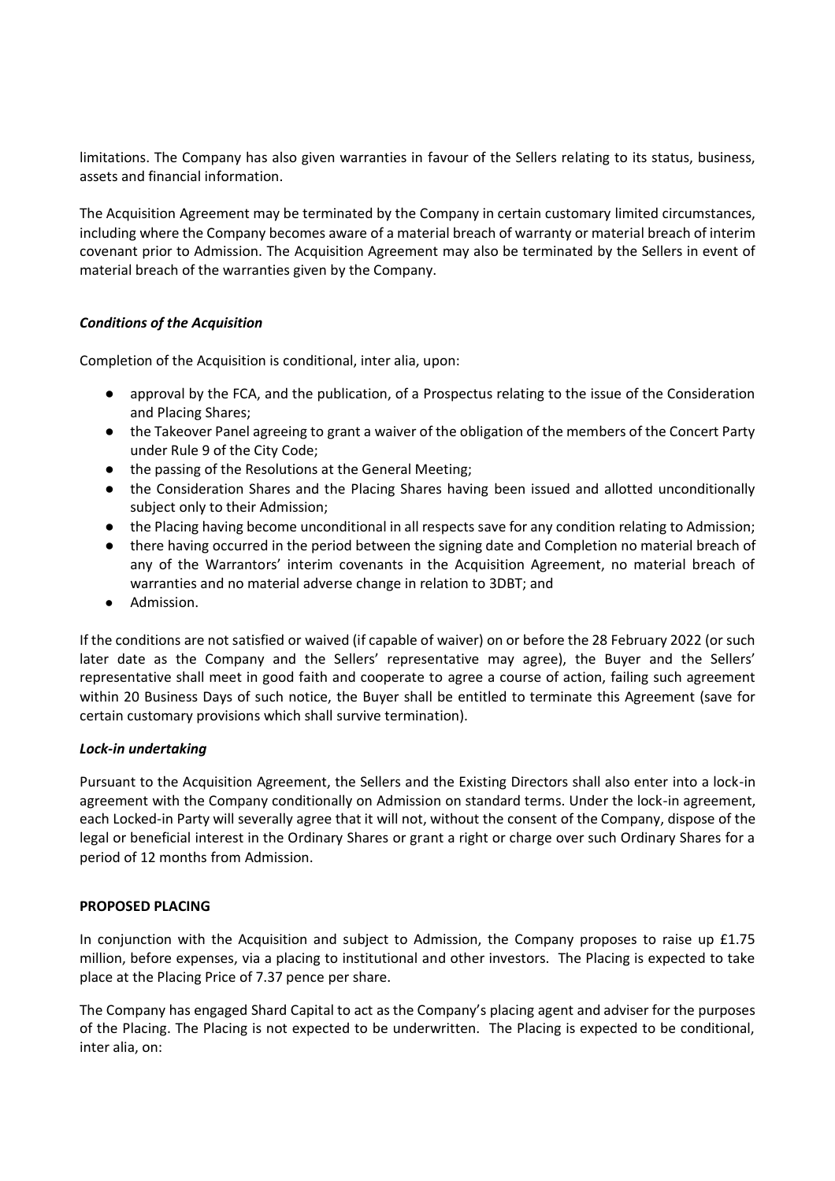limitations. The Company has also given warranties in favour of the Sellers relating to its status, business, assets and financial information.

The Acquisition Agreement may be terminated by the Company in certain customary limited circumstances, including where the Company becomes aware of a material breach of warranty or material breach of interim covenant prior to Admission. The Acquisition Agreement may also be terminated by the Sellers in event of material breach of the warranties given by the Company.

***Conditions of the Acquisition***

Completion of the Acquisition is conditional, inter alia, upon:

- approval by the FCA, and the publication, of a Prospectus relating to the issue of the Consideration and Placing Shares;
- the Takeover Panel agreeing to grant a waiver of the obligation of the members of the Concert Party under Rule 9 of the City Code;
- the passing of the Resolutions at the General Meeting;
- the Consideration Shares and the Placing Shares having been issued and allotted unconditionally subject only to their Admission;
- the Placing having become unconditional in all respects save for any condition relating to Admission;
- there having occurred in the period between the signing date and Completion no material breach of any of the Warrantors' interim covenants in the Acquisition Agreement, no material breach of warranties and no material adverse change in relation to 3DBT; and
- Admission.

If the conditions are not satisfied or waived (if capable of waiver) on or before the 28 February 2022 (or such later date as the Company and the Sellers' representative may agree), the Buyer and the Sellers' representative shall meet in good faith and cooperate to agree a course of action, failing such agreement within 20 Business Days of such notice, the Buyer shall be entitled to terminate this Agreement (save for certain customary provisions which shall survive termination).

***Lock-in undertaking***

Pursuant to the Acquisition Agreement, the Sellers and the Existing Directors shall also enter into a lock-in agreement with the Company conditionally on Admission on standard terms. Under the lock-in agreement, each Locked-in Party will severally agree that it will not, without the consent of the Company, dispose of the legal or beneficial interest in the Ordinary Shares or grant a right or charge over such Ordinary Shares for a period of 12 months from Admission.

**PROPOSED PLACING**

In conjunction with the Acquisition and subject to Admission, the Company proposes to raise up £1.75 million, before expenses, via a placing to institutional and other investors. The Placing is expected to take place at the Placing Price of 7.37 pence per share.

The Company has engaged Shard Capital to act as the Company's placing agent and adviser for the purposes of the Placing. The Placing is not expected to be underwritten. The Placing is expected to be conditional, inter alia, on: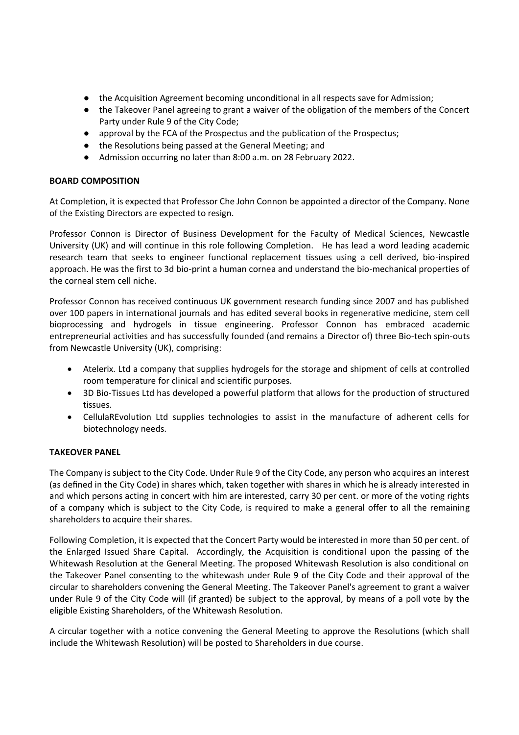- the Acquisition Agreement becoming unconditional in all respects save for Admission;
- the Takeover Panel agreeing to grant a waiver of the obligation of the members of the Concert Party under Rule 9 of the City Code;
- approval by the FCA of the Prospectus and the publication of the Prospectus;
- the Resolutions being passed at the General Meeting; and
- Admission occurring no later than 8:00 a.m. on 28 February 2022.

**BOARD COMPOSITION**

At Completion, it is expected that Professor Che John Connon be appointed a director of the Company. None of the Existing Directors are expected to resign.

Professor Connon is Director of Business Development for the Faculty of Medical Sciences, Newcastle University (UK) and will continue in this role following Completion. He has lead a word leading academic research team that seeks to engineer functional replacement tissues using a cell derived, bio-inspired approach. He was the first to 3d bio-print a human cornea and understand the bio-mechanical properties of the corneal stem cell niche.

Professor Connon has received continuous UK government research funding since 2007 and has published over 100 papers in international journals and has edited several books in regenerative medicine, stem cell bioprocessing and hydrogels in tissue engineering. Professor Connon has embraced academic entrepreneurial activities and has successfully founded (and remains a Director of) three Bio-tech spin-outs from Newcastle University (UK), comprising:

- Atelerix. Ltd a company that supplies hydrogels for the storage and shipment of cells at controlled room temperature for clinical and scientific purposes.
- 3D Bio-Tissues Ltd has developed a powerful platform that allows for the production of structured tissues.
- CellulaREvolution Ltd supplies technologies to assist in the manufacture of adherent cells for biotechnology needs.

**TAKEOVER PANEL**

The Company is subject to the City Code. Under Rule 9 of the City Code, any person who acquires an interest (as defined in the City Code) in shares which, taken together with shares in which he is already interested in and which persons acting in concert with him are interested, carry 30 per cent. or more of the voting rights of a company which is subject to the City Code, is required to make a general offer to all the remaining shareholders to acquire their shares.

Following Completion, it is expected that the Concert Party would be interested in more than 50 per cent. of the Enlarged Issued Share Capital. Accordingly, the Acquisition is conditional upon the passing of the Whitewash Resolution at the General Meeting. The proposed Whitewash Resolution is also conditional on the Takeover Panel consenting to the whitewash under Rule 9 of the City Code and their approval of the circular to shareholders convening the General Meeting. The Takeover Panel's agreement to grant a waiver under Rule 9 of the City Code will (if granted) be subject to the approval, by means of a poll vote by the eligible Existing Shareholders, of the Whitewash Resolution.

A circular together with a notice convening the General Meeting to approve the Resolutions (which shall include the Whitewash Resolution) will be posted to Shareholders in due course.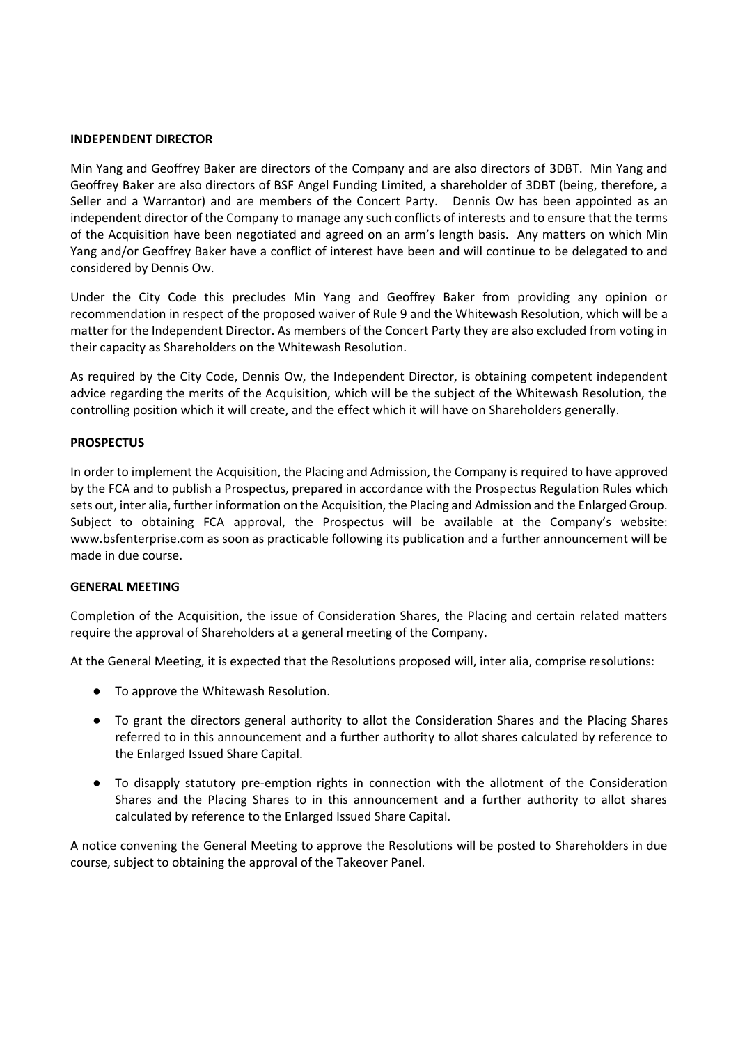**INDEPENDENT DIRECTOR**

Min Yang and Geoffrey Baker are directors of the Company and are also directors of 3DBT. Min Yang and Geoffrey Baker are also directors of BSF Angel Funding Limited, a shareholder of 3DBT (being, therefore, a Seller and a Warrantor) and are members of the Concert Party. Dennis Ow has been appointed as an independent director of the Company to manage any such conflicts of interests and to ensure that the terms of the Acquisition have been negotiated and agreed on an arm's length basis. Any matters on which Min Yang and/or Geoffrey Baker have a conflict of interest have been and will continue to be delegated to and considered by Dennis Ow.

Under the City Code this precludes Min Yang and Geoffrey Baker from providing any opinion or recommendation in respect of the proposed waiver of Rule 9 and the Whitewash Resolution, which will be a matter for the Independent Director. As members of the Concert Party they are also excluded from voting in their capacity as Shareholders on the Whitewash Resolution.

As required by the City Code, Dennis Ow, the Independent Director, is obtaining competent independent advice regarding the merits of the Acquisition, which will be the subject of the Whitewash Resolution, the controlling position which it will create, and the effect which it will have on Shareholders generally.

**PROSPECTUS**

In order to implement the Acquisition, the Placing and Admission, the Company is required to have approved by the FCA and to publish a Prospectus, prepared in accordance with the Prospectus Regulation Rules which sets out, inter alia, further information on the Acquisition, the Placing and Admission and the Enlarged Group. Subject to obtaining FCA approval, the Prospectus will be available at the Company's website: www.bsfenterprise.com as soon as practicable following its publication and a further announcement will be made in due course.

**GENERAL MEETING**

Completion of the Acquisition, the issue of Consideration Shares, the Placing and certain related matters require the approval of Shareholders at a general meeting of the Company.

At the General Meeting, it is expected that the Resolutions proposed will, inter alia, comprise resolutions:

- To approve the Whitewash Resolution.
- To grant the directors general authority to allot the Consideration Shares and the Placing Shares referred to in this announcement and a further authority to allot shares calculated by reference to the Enlarged Issued Share Capital.
- To disapply statutory pre-emption rights in connection with the allotment of the Consideration Shares and the Placing Shares to in this announcement and a further authority to allot shares calculated by reference to the Enlarged Issued Share Capital.

A notice convening the General Meeting to approve the Resolutions will be posted to Shareholders in due course, subject to obtaining the approval of the Takeover Panel.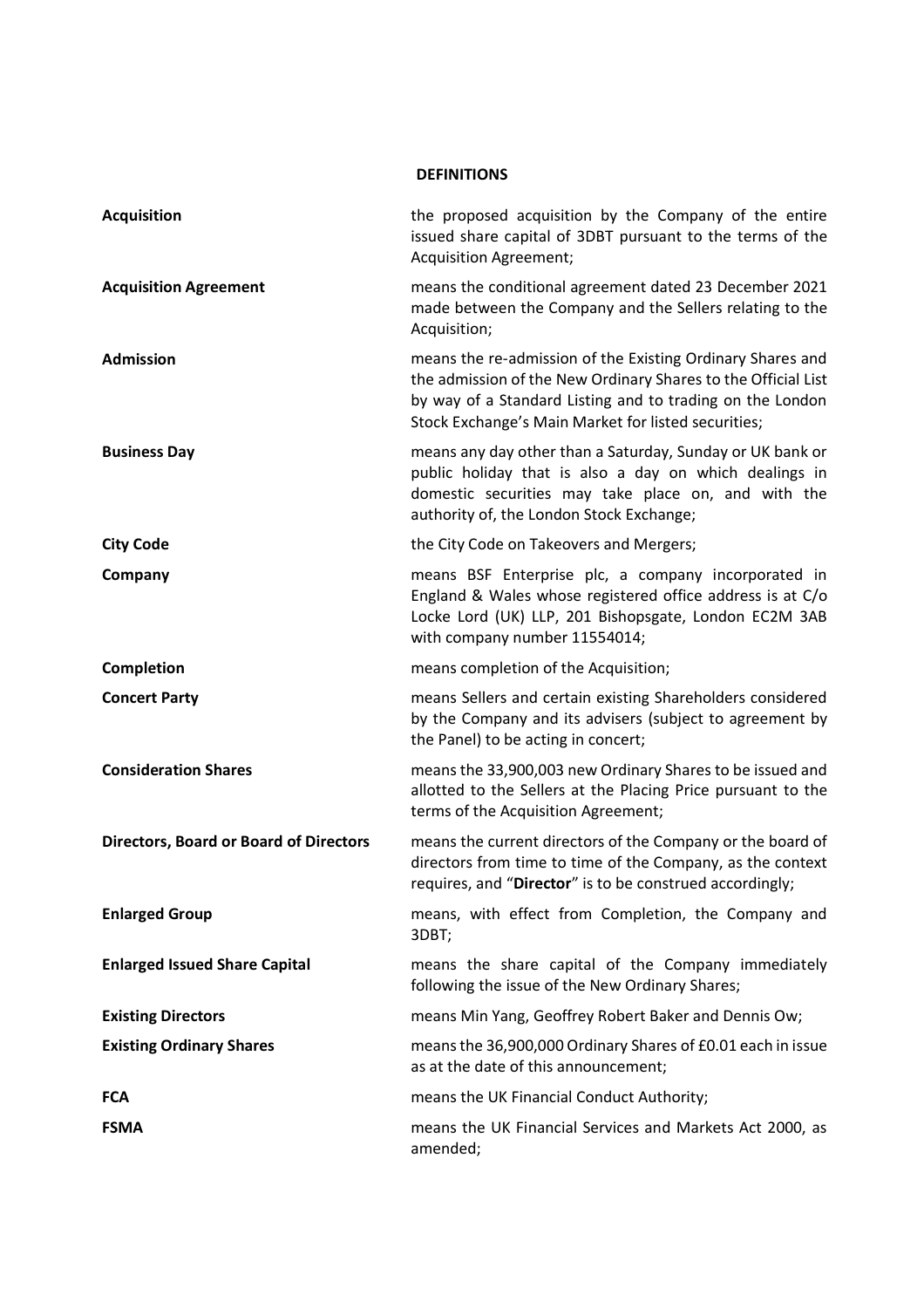## DEFINITIONS

| | |
|---|---|
| **Acquisition** | the proposed acquisition by the Company of the entire issued share capital of 3DBT pursuant to the terms of the Acquisition Agreement; |
| **Acquisition Agreement** | means the conditional agreement dated 23 December 2021 made between the Company and the Sellers relating to the Acquisition; |
| **Admission** | means the re-admission of the Existing Ordinary Shares and the admission of the New Ordinary Shares to the Official List by way of a Standard Listing and to trading on the London Stock Exchange's Main Market for listed securities; |
| **Business Day** | means any day other than a Saturday, Sunday or UK bank or public holiday that is also a day on which dealings in domestic securities may take place on, and with the authority of, the London Stock Exchange; |
| **City Code** | the City Code on Takeovers and Mergers; |
| **Company** | means BSF Enterprise plc, a company incorporated in England & Wales whose registered office address is at C/o Locke Lord (UK) LLP, 201 Bishopsgate, London EC2M 3AB with company number 11554014; |
| **Completion** | means completion of the Acquisition; |
| **Concert Party** | means Sellers and certain existing Shareholders considered by the Company and its advisers (subject to agreement by the Panel) to be acting in concert; |
| **Consideration Shares** | means the 33,900,003 new Ordinary Shares to be issued and allotted to the Sellers at the Placing Price pursuant to the terms of the Acquisition Agreement; |
| **Directors, Board or Board of Directors** | means the current directors of the Company or the board of directors from time to time of the Company, as the context requires, and "**Director**" is to be construed accordingly; |
| **Enlarged Group** | means, with effect from Completion, the Company and 3DBT; |
| **Enlarged Issued Share Capital** | means the share capital of the Company immediately following the issue of the New Ordinary Shares; |
| **Existing Directors** | means Min Yang, Geoffrey Robert Baker and Dennis Ow; |
| **Existing Ordinary Shares** | means the 36,900,000 Ordinary Shares of £0.01 each in issue as at the date of this announcement; |
| **FCA** | means the UK Financial Conduct Authority; |
| **FSMA** | means the UK Financial Services and Markets Act 2000, as amended; |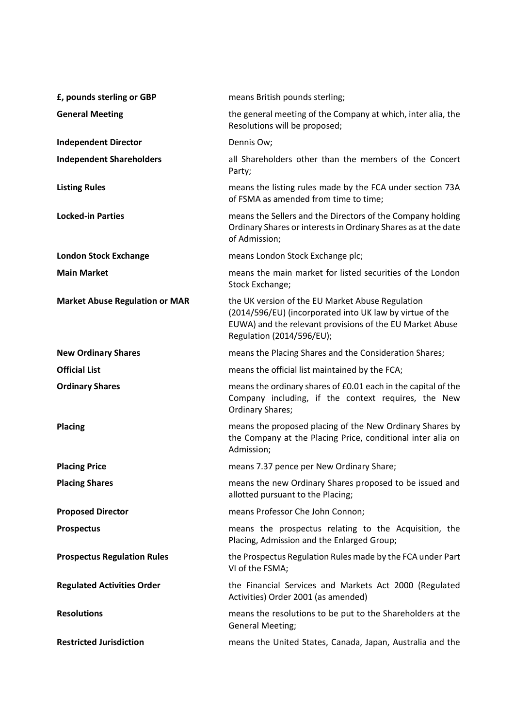| | |
|---|---|
| **£, pounds sterling or GBP** | means British pounds sterling; |
| **General Meeting** | the general meeting of the Company at which, inter alia, the Resolutions will be proposed; |
| **Independent Director** | Dennis Ow; |
| **Independent Shareholders** | all Shareholders other than the members of the Concert Party; |
| **Listing Rules** | means the listing rules made by the FCA under section 73A of FSMA as amended from time to time; |
| **Locked-in Parties** | means the Sellers and the Directors of the Company holding Ordinary Shares or interests in Ordinary Shares as at the date of Admission; |
| **London Stock Exchange** | means London Stock Exchange plc; |
| **Main Market** | means the main market for listed securities of the London Stock Exchange; |
| **Market Abuse Regulation or MAR** | the UK version of the EU Market Abuse Regulation (2014/596/EU) (incorporated into UK law by virtue of the EUWA) and the relevant provisions of the EU Market Abuse Regulation (2014/596/EU); |
| **New Ordinary Shares** | means the Placing Shares and the Consideration Shares; |
| **Official List** | means the official list maintained by the FCA; |
| **Ordinary Shares** | means the ordinary shares of £0.01 each in the capital of the Company including, if the context requires, the New Ordinary Shares; |
| **Placing** | means the proposed placing of the New Ordinary Shares by the Company at the Placing Price, conditional inter alia on Admission; |
| **Placing Price** | means 7.37 pence per New Ordinary Share; |
| **Placing Shares** | means the new Ordinary Shares proposed to be issued and allotted pursuant to the Placing; |
| **Proposed Director** | means Professor Che John Connon; |
| **Prospectus** | means the prospectus relating to the Acquisition, the Placing, Admission and the Enlarged Group; |
| **Prospectus Regulation Rules** | the Prospectus Regulation Rules made by the FCA under Part VI of the FSMA; |
| **Regulated Activities Order** | the Financial Services and Markets Act 2000 (Regulated Activities) Order 2001 (as amended) |
| **Resolutions** | means the resolutions to be put to the Shareholders at the General Meeting; |
| **Restricted Jurisdiction** | means the United States, Canada, Japan, Australia and the |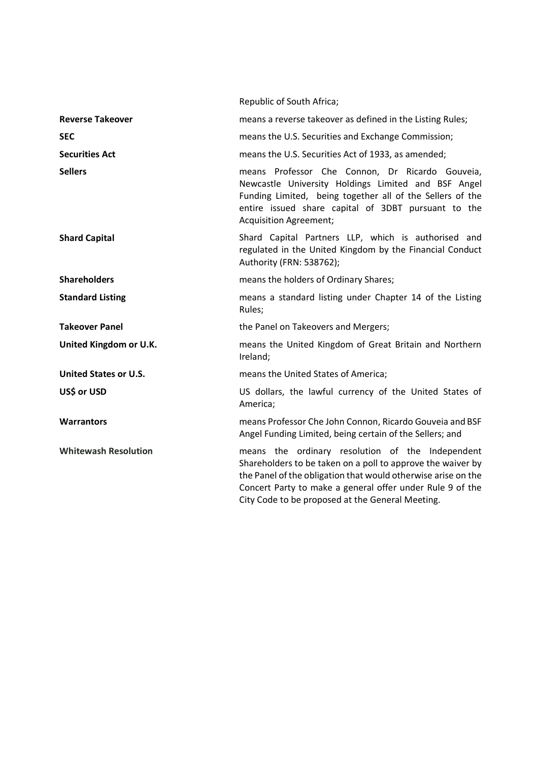| | |
|---|---|
| | Republic of South Africa; |
| **Reverse Takeover** | means a reverse takeover as defined in the Listing Rules; |
| **SEC** | means the U.S. Securities and Exchange Commission; |
| **Securities Act** | means the U.S. Securities Act of 1933, as amended; |
| **Sellers** | means Professor Che Connon, Dr Ricardo Gouveia, Newcastle University Holdings Limited and BSF Angel Funding Limited, being together all of the Sellers of the entire issued share capital of 3DBT pursuant to the Acquisition Agreement; |
| **Shard Capital** | Shard Capital Partners LLP, which is authorised and regulated in the United Kingdom by the Financial Conduct Authority (FRN: 538762); |
| **Shareholders** | means the holders of Ordinary Shares; |
| **Standard Listing** | means a standard listing under Chapter 14 of the Listing Rules; |
| **Takeover Panel** | the Panel on Takeovers and Mergers; |
| **United Kingdom or U.K.** | means the United Kingdom of Great Britain and Northern Ireland; |
| **United States or U.S.** | means the United States of America; |
| **US$ or USD** | US dollars, the lawful currency of the United States of America; |
| **Warrantors** | means Professor Che John Connon, Ricardo Gouveia and BSF Angel Funding Limited, being certain of the Sellers; and |
| **Whitewash Resolution** | means the ordinary resolution of the Independent Shareholders to be taken on a poll to approve the waiver by the Panel of the obligation that would otherwise arise on the Concert Party to make a general offer under Rule 9 of the City Code to be proposed at the General Meeting. |